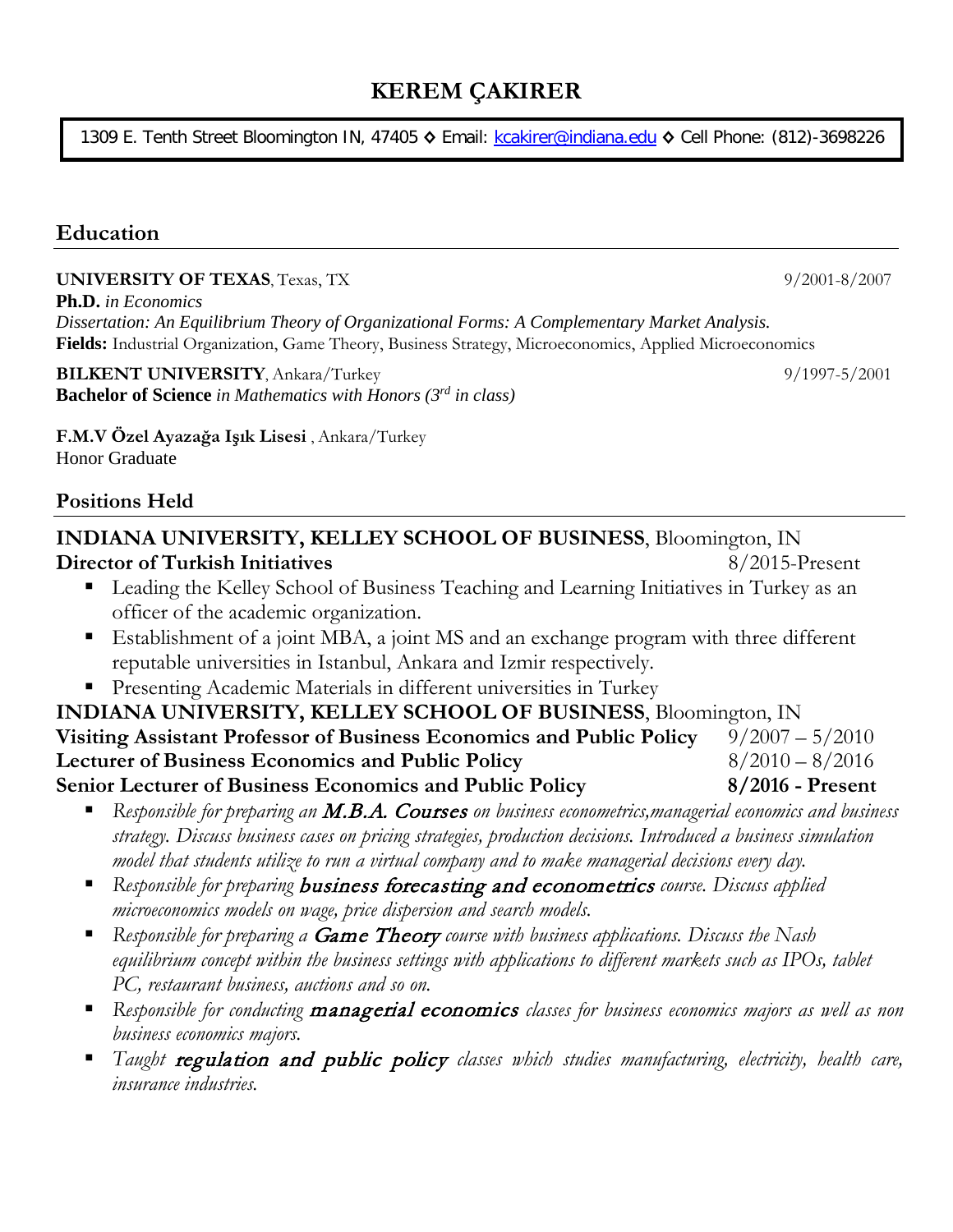# KEREM ÇAKIRER

1309 E. Tenth Street Bloomington IN, 47405 ◇ Email: kcakirer@indiana.edu ◇ Cell Phone: (812)-3698226

## Education

**UNIVERSITY OF TEXAS**, Texas, TX 9/2001-8/2007
**Ph.D.** *in Economics*
*Dissertation: An Equilibrium Theory of Organizational Forms: A Complementary Market Analysis.*
**Fields:** Industrial Organization, Game Theory, Business Strategy, Microeconomics, Applied Microeconomics

**BILKENT UNIVERSITY**, Ankara/Turkey 9/1997-5/2001
**Bachelor of Science** *in Mathematics with Honors (3rd in class)*

**F.M.V Özel Ayazağa Işık Lisesi** , Ankara/Turkey
Honor Graduate

## Positions Held

**INDIANA UNIVERSITY, KELLEY SCHOOL OF BUSINESS**, Bloomington, IN
**Director of Turkish Initiatives** 8/2015-Present

- Leading the Kelley School of Business Teaching and Learning Initiatives in Turkey as an officer of the academic organization.
- Establishment of a joint MBA, a joint MS and an exchange program with three different reputable universities in Istanbul, Ankara and Izmir respectively.
- Presenting Academic Materials in different universities in Turkey

**INDIANA UNIVERSITY, KELLEY SCHOOL OF BUSINESS**, Bloomington, IN
**Visiting Assistant Professor of Business Economics and Public Policy** 9/2007 – 5/2010
**Lecturer of Business Economics and Public Policy** 8/2010 – 8/2016
**Senior Lecturer of Business Economics and Public Policy** **8/2016 - Present**

- *Responsible for preparing an* **M.B.A. Courses** *on business econometrics,managerial economics and business strategy. Discuss business cases on pricing strategies, production decisions. Introduced a business simulation model that students utilize to run a virtual company and to make managerial decisions every day.*
- *Responsible for preparing* **business forecasting and econometrics** *course. Discuss applied microeconomics models on wage, price dispersion and search models.*
- *Responsible for preparing a* **Game Theory** *course with business applications. Discuss the Nash equilibrium concept within the business settings with applications to different markets such as IPOs, tablet PC, restaurant business, auctions and so on.*
- *Responsible for conducting* **managerial economics** *classes for business economics majors as well as non business economics majors.*
- *Taught* **regulation and public policy** *classes which studies manufacturing, electricity, health care, insurance industries.*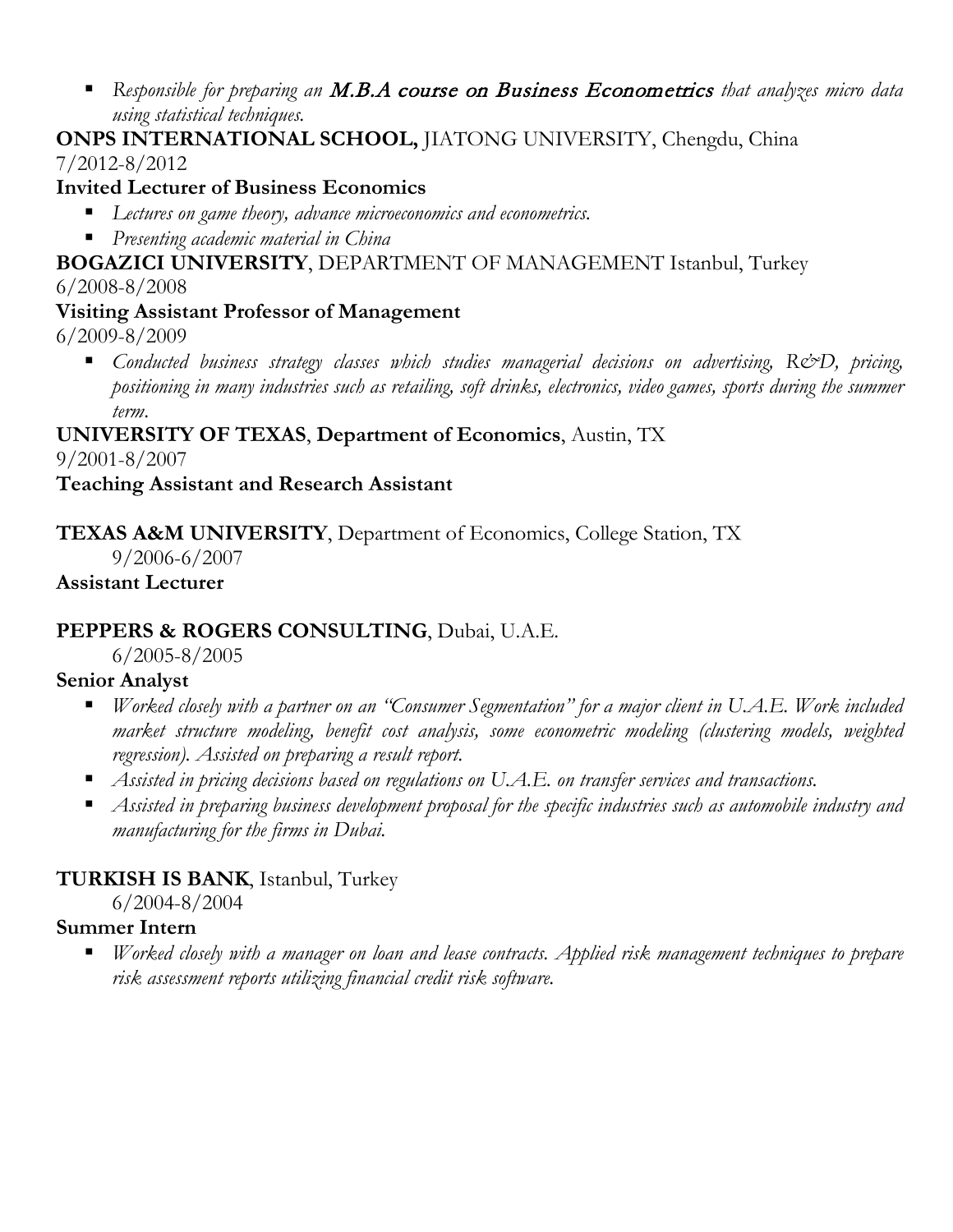- *Responsible for preparing an* ***M.B.A course on Business Econometrics*** *that analyzes micro data using statistical techniques.*

**ONPS INTERNATIONAL SCHOOL,** JIATONG UNIVERSITY, Chengdu, China
7/2012-8/2012
**Invited Lecturer of Business Economics**

- *Lectures on game theory, advance microeconomics and econometrics.*
- *Presenting academic material in China*

**BOGAZICI UNIVERSITY**, DEPARTMENT OF MANAGEMENT Istanbul, Turkey
6/2008-8/2008
**Visiting Assistant Professor of Management**
6/2009-8/2009

- *Conducted business strategy classes which studies managerial decisions on advertising, R&D, pricing, positioning in many industries such as retailing, soft drinks, electronics, video games, sports during the summer term.*

**UNIVERSITY OF TEXAS**, **Department of Economics**, Austin, TX
9/2001-8/2007
**Teaching Assistant and Research Assistant**

**TEXAS A&M UNIVERSITY**, Department of Economics, College Station, TX
9/2006-6/2007
**Assistant Lecturer**

**PEPPERS & ROGERS CONSULTING**, Dubai, U.A.E.
6/2005-8/2005
**Senior Analyst**

- *Worked closely with a partner on an "Consumer Segmentation" for a major client in U.A.E. Work included market structure modeling, benefit cost analysis, some econometric modeling (clustering models, weighted regression). Assisted on preparing a result report.*
- *Assisted in pricing decisions based on regulations on U.A.E. on transfer services and transactions.*
- *Assisted in preparing business development proposal for the specific industries such as automobile industry and manufacturing for the firms in Dubai.*

**TURKISH IS BANK**, Istanbul, Turkey
6/2004-8/2004
**Summer Intern**

- *Worked closely with a manager on loan and lease contracts. Applied risk management techniques to prepare risk assessment reports utilizing financial credit risk software.*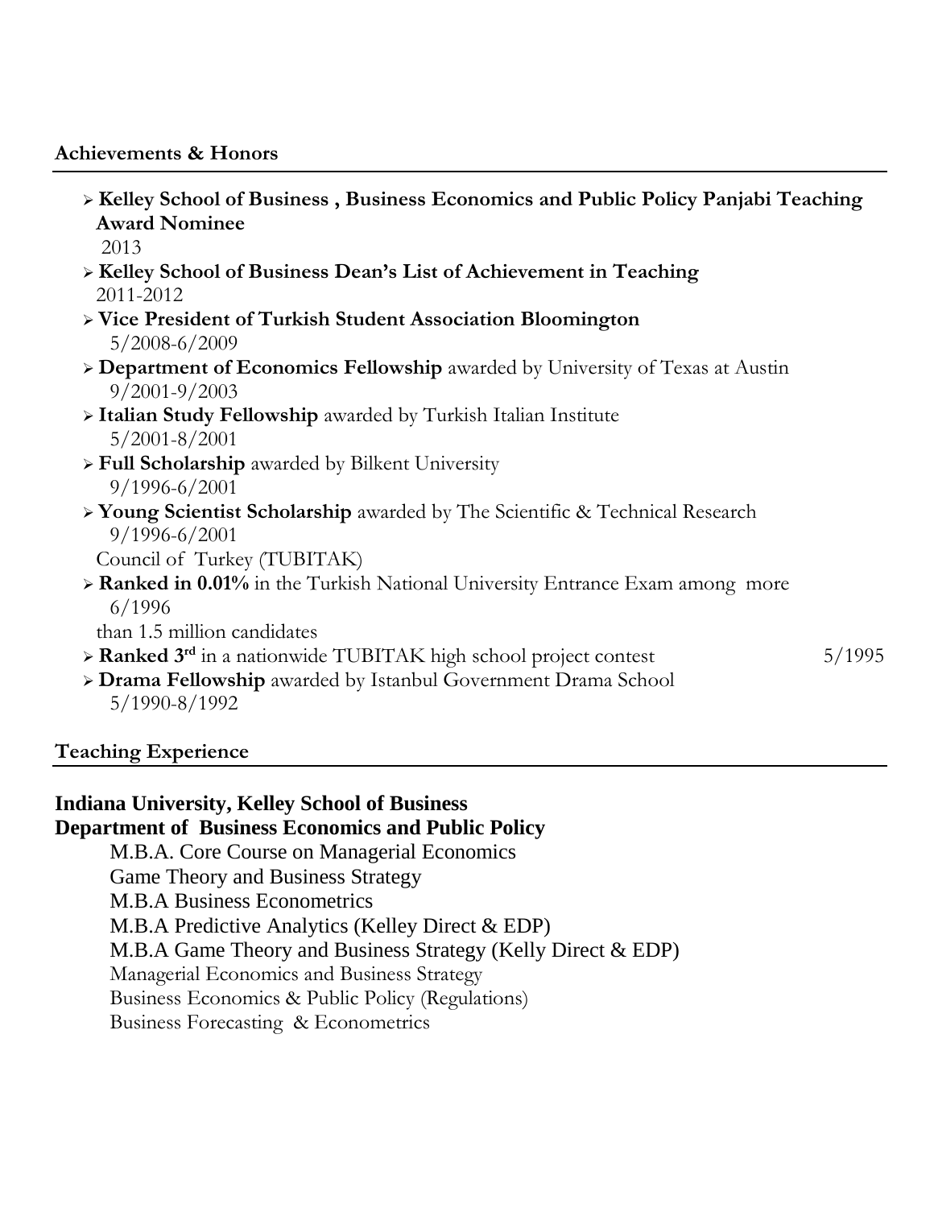## Achievements & Honors

- **Kelley School of Business , Business Economics and Public Policy Panjabi Teaching Award Nominee**
  2013
- **Kelley School of Business Dean's List of Achievement in Teaching**
  2011-2012
- **Vice President of Turkish Student Association Bloomington**
  5/2008-6/2009
- **Department of Economics Fellowship** awarded by University of Texas at Austin
  9/2001-9/2003
- **Italian Study Fellowship** awarded by Turkish Italian Institute
  5/2001-8/2001
- **Full Scholarship** awarded by Bilkent University
  9/1996-6/2001
- **Young Scientist Scholarship** awarded by The Scientific & Technical Research Council of Turkey (TUBITAK)
  9/1996-6/2001
- **Ranked in 0.01%** in the Turkish National University Entrance Exam among more than 1.5 million candidates
  6/1996
- **Ranked 3rd** in a nationwide TUBITAK high school project contest 5/1995
- **Drama Fellowship** awarded by Istanbul Government Drama School
  5/1990-8/1992

## Teaching Experience

**Indiana University, Kelley School of Business**
**Department of Business Economics and Public Policy**

M.B.A. Core Course on Managerial Economics
Game Theory and Business Strategy
M.B.A Business Econometrics
M.B.A Predictive Analytics (Kelley Direct & EDP)
M.B.A Game Theory and Business Strategy (Kelly Direct & EDP)
Managerial Economics and Business Strategy
Business Economics & Public Policy (Regulations)
Business Forecasting & Econometrics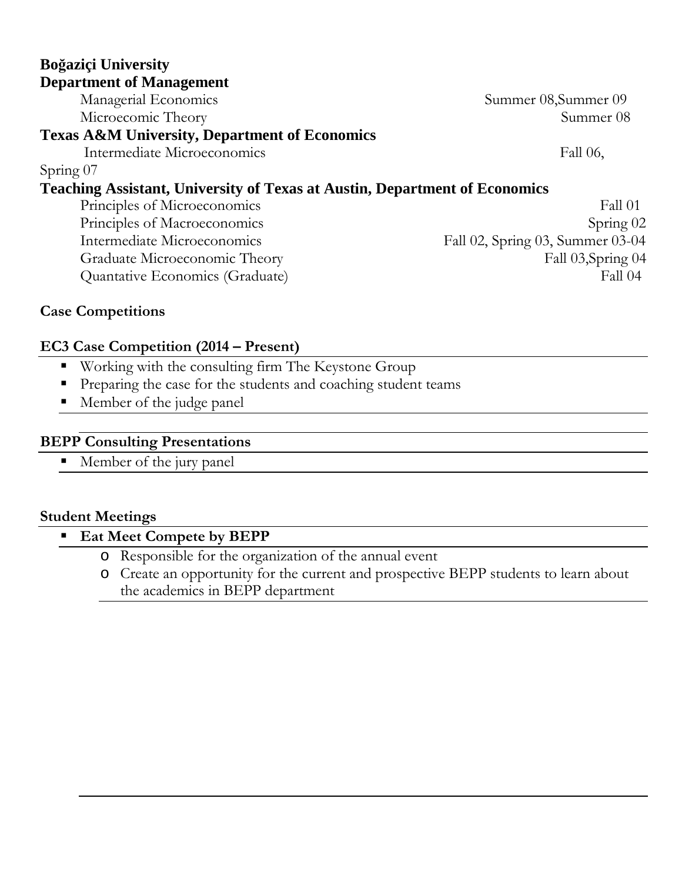**Boğaziçi University**
**Department of Management**

Managerial Economics — Summer 08,Summer 09
Microecomic Theory — Summer 08

**Texas A&M University, Department of Economics**

Intermediate Microeconomics — Fall 06, Spring 07

**Teaching Assistant, University of Texas at Austin, Department of Economics**

Principles of Microeconomics — Fall 01
Principles of Macroeconomics — Spring 02
Intermediate Microeconomics — Fall 02, Spring 03, Summer 03-04
Graduate Microeconomic Theory — Fall 03,Spring 04
Quantative Economics (Graduate) — Fall 04

## Case Competitions

### EC3 Case Competition (2014 – Present)

- Working with the consulting firm The Keystone Group
- Preparing the case for the students and coaching student teams
- Member of the judge panel

### BEPP Consulting Presentations

- Member of the jury panel

## Student Meetings

- **Eat Meet Compete by BEPP**
  - Responsible for the organization of the annual event
  - Create an opportunity for the current and prospective BEPP students to learn about the academics in BEPP department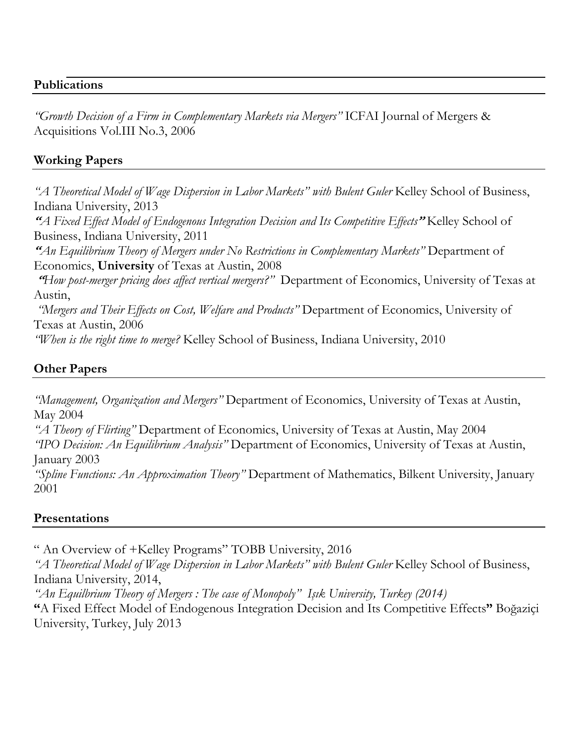## Publications

*"Growth Decision of a Firm in Complementary Markets via Mergers"* ICFAI Journal of Mergers & Acquisitions Vol.III No.3, 2006

## Working Papers

*"A Theoretical Model of Wage Dispersion in Labor Markets" with Bulent Guler* Kelley School of Business, Indiana University, 2013

***"**A Fixed Effect Model of Endogenous Integration Decision and Its Competitive Effects**"*** Kelley School of Business, Indiana University, 2011

***"**An Equilibrium Theory of Mergers under No Restrictions in Complementary Markets"* Department of Economics, **University** of Texas at Austin, 2008

***"**How post-merger pricing does affect vertical mergers?"* Department of Economics, University of Texas at Austin,

*"Mergers and Their Effects on Cost, Welfare and Products"* Department of Economics, University of Texas at Austin, 2006

*"When is the right time to merge?* Kelley School of Business, Indiana University, 2010

## Other Papers

*"Management, Organization and Mergers"* Department of Economics, University of Texas at Austin, May 2004

*"A Theory of Flirting"* Department of Economics, University of Texas at Austin, May 2004

*"IPO Decision: An Equilibrium Analysis"* Department of Economics, University of Texas at Austin, January 2003

*"Spline Functions: An Approximation Theory"* Department of Mathematics, Bilkent University, January 2001

## Presentations

" An Overview of +Kelley Programs" TOBB University, 2016

*"A Theoretical Model of Wage Dispersion in Labor Markets" with Bulent Guler* Kelley School of Business, Indiana University, 2014,

*"An Equilbrium Theory of Mergers : The case of Monopoly" Işık University, Turkey (2014)*

**"**A Fixed Effect Model of Endogenous Integration Decision and Its Competitive Effects**"** Boğaziçi University, Turkey, July 2013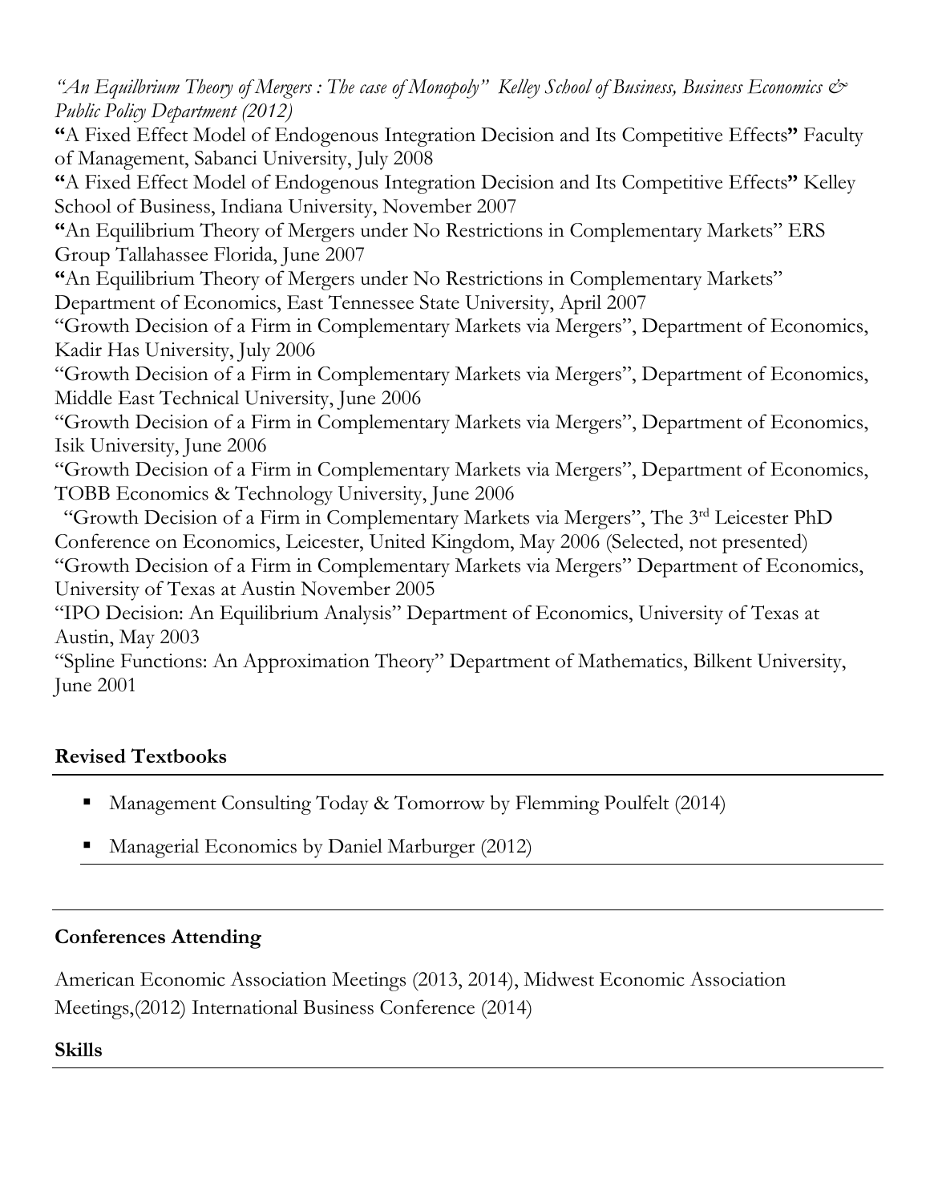*"An Equilbrium Theory of Mergers : The case of Monopoly" Kelley School of Business, Business Economics & Public Policy Department (2012)*

**"**A Fixed Effect Model of Endogenous Integration Decision and Its Competitive Effects**"** Faculty of Management, Sabanci University, July 2008

**"**A Fixed Effect Model of Endogenous Integration Decision and Its Competitive Effects**"** Kelley School of Business, Indiana University, November 2007

**"**An Equilibrium Theory of Mergers under No Restrictions in Complementary Markets" ERS Group Tallahassee Florida, June 2007

**"**An Equilibrium Theory of Mergers under No Restrictions in Complementary Markets" Department of Economics, East Tennessee State University, April 2007

"Growth Decision of a Firm in Complementary Markets via Mergers", Department of Economics, Kadir Has University, July 2006

"Growth Decision of a Firm in Complementary Markets via Mergers", Department of Economics, Middle East Technical University, June 2006

"Growth Decision of a Firm in Complementary Markets via Mergers", Department of Economics, Isik University, June 2006

"Growth Decision of a Firm in Complementary Markets via Mergers", Department of Economics, TOBB Economics & Technology University, June 2006

"Growth Decision of a Firm in Complementary Markets via Mergers", The 3rd Leicester PhD Conference on Economics, Leicester, United Kingdom, May 2006 (Selected, not presented)

"Growth Decision of a Firm in Complementary Markets via Mergers" Department of Economics, University of Texas at Austin November 2005

"IPO Decision: An Equilibrium Analysis" Department of Economics, University of Texas at Austin, May 2003

"Spline Functions: An Approximation Theory" Department of Mathematics, Bilkent University, June 2001

## Revised Textbooks

- Management Consulting Today & Tomorrow by Flemming Poulfelt (2014)
- Managerial Economics by Daniel Marburger (2012)

## Conferences Attending

American Economic Association Meetings (2013, 2014), Midwest Economic Association Meetings,(2012) International Business Conference (2014)

## Skills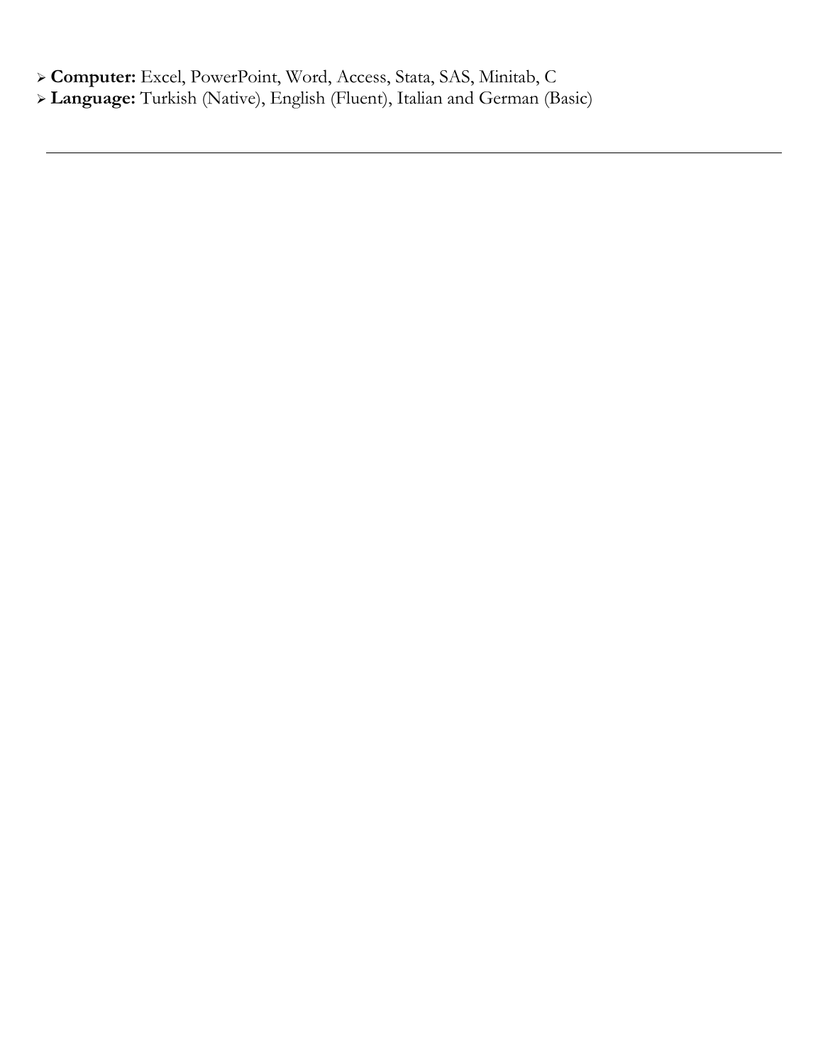- **Computer:** Excel, PowerPoint, Word, Access, Stata, SAS, Minitab, C
- **Language:** Turkish (Native), English (Fluent), Italian and German (Basic)

---